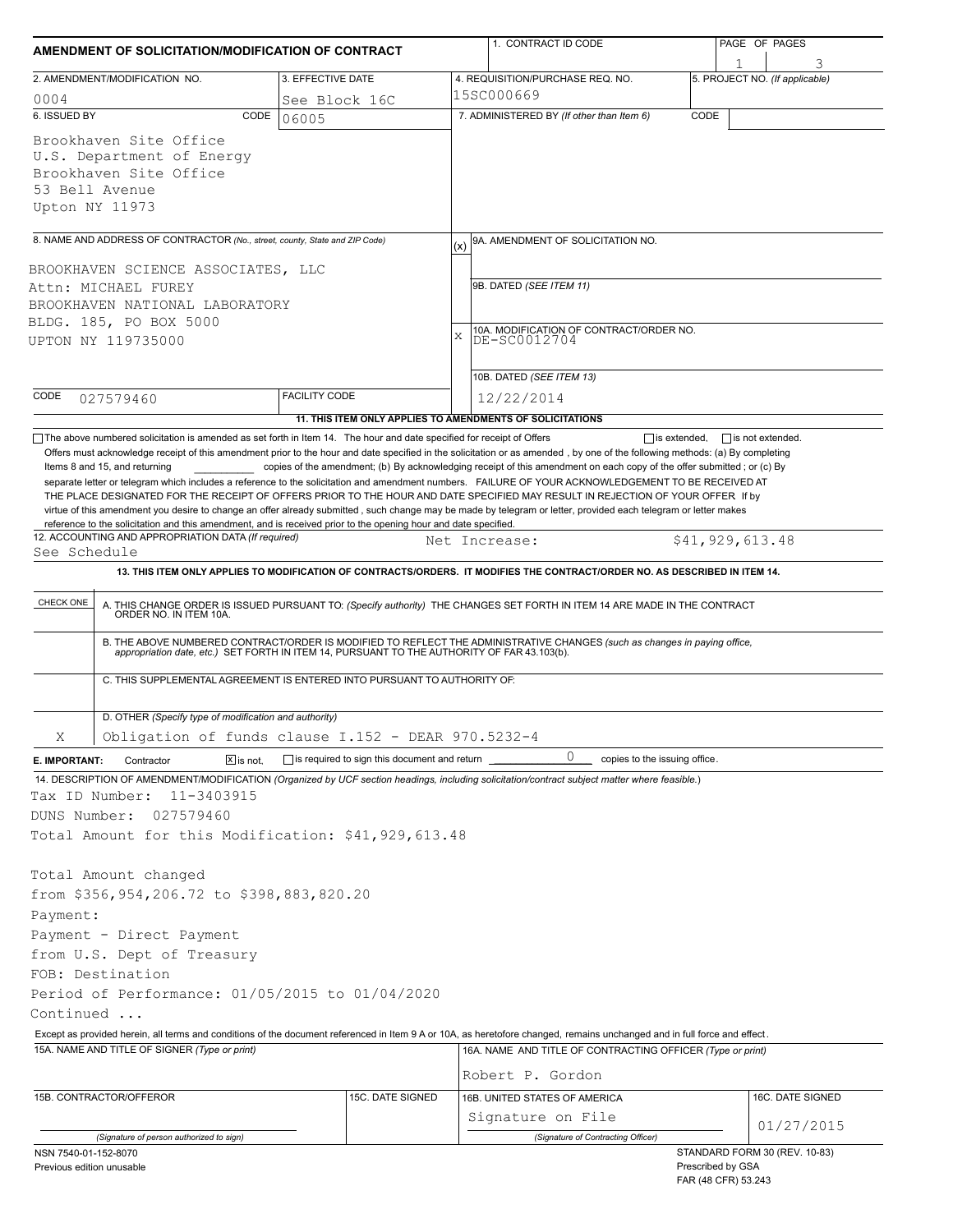# AMENDMENT OF SOLICITATION/MODIFICATION OF CONTRACT

| 1. CONTRACT ID CODE | PAGE OF PAGES |
|---|---|
| | 1 of 3 |

| 2. AMENDMENT/MODIFICATION NO. | 3. EFFECTIVE DATE | 4. REQUISITION/PURCHASE REQ. NO. | 5. PROJECT NO. (If applicable) |
|---|---|---|---|
| 0004 | See Block 16C | 15SC000669 | |

**6. ISSUED BY** CODE 06005

Brookhaven Site Office
U.S. Department of Energy
Brookhaven Site Office
53 Bell Avenue
Upton NY 11973

**7. ADMINISTERED BY** (If other than Item 6) CODE

**8. NAME AND ADDRESS OF CONTRACTOR** (No., street, county, State and ZIP Code)

BROOKHAVEN SCIENCE ASSOCIATES, LLC
Attn: MICHAEL FUREY
BROOKHAVEN NATIONAL LABORATORY
BLDG. 185, PO BOX 5000
UPTON NY 119735000

CODE 027579460 FACILITY CODE

(x) 9A. AMENDMENT OF SOLICITATION NO.

9B. DATED (SEE ITEM 11)

X 10A. MODIFICATION OF CONTRACT/ORDER NO. DE-SC0012704

10B. DATED (SEE ITEM 13) 12/22/2014

**11. THIS ITEM ONLY APPLIES TO AMENDMENTS OF SOLICITATIONS**

☐ The above numbered solicitation is amended as set forth in Item 14. The hour and date specified for receipt of Offers ☐ is extended, ☐ is not extended.

Offers must acknowledge receipt of this amendment prior to the hour and date specified in the solicitation or as amended , by one of the following methods: (a) By completing Items 8 and 15, and returning \_\_\_\_\_\_\_\_ copies of the amendment; (b) By acknowledging receipt of this amendment on each copy of the offer submitted ; or (c) By separate letter or telegram which includes a reference to the solicitation and amendment numbers. FAILURE OF YOUR ACKNOWLEDGEMENT TO BE RECEIVED AT THE PLACE DESIGNATED FOR THE RECEIPT OF OFFERS PRIOR TO THE HOUR AND DATE SPECIFIED MAY RESULT IN REJECTION OF YOUR OFFER If by virtue of this amendment you desire to change an offer already submitted , such change may be made by telegram or letter, provided each telegram or letter makes reference to the solicitation and this amendment, and is received prior to the opening hour and date specified.

**12. ACCOUNTING AND APPROPRIATION DATA** (If required)
See Schedule — Net Increase: $41,929,613.48

**13. THIS ITEM ONLY APPLIES TO MODIFICATION OF CONTRACTS/ORDERS. IT MODIFIES THE CONTRACT/ORDER NO. AS DESCRIBED IN ITEM 14.**

| CHECK ONE | |
|---|---|
| | A. THIS CHANGE ORDER IS ISSUED PURSUANT TO: (Specify authority) THE CHANGES SET FORTH IN ITEM 14 ARE MADE IN THE CONTRACT ORDER NO. IN ITEM 10A. |
| | B. THE ABOVE NUMBERED CONTRACT/ORDER IS MODIFIED TO REFLECT THE ADMINISTRATIVE CHANGES (such as changes in paying office, appropriation date, etc.) SET FORTH IN ITEM 14, PURSUANT TO THE AUTHORITY OF FAR 43.103(b). |
| | C. THIS SUPPLEMENTAL AGREEMENT IS ENTERED INTO PURSUANT TO AUTHORITY OF: |
| X | D. OTHER (Specify type of modification and authority) Obligation of funds clause I.152 - DEAR 970.5232-4 |

**E. IMPORTANT:** Contractor ☒ is not, ☐ is required to sign this document and return 0 copies to the issuing office.

**14. DESCRIPTION OF AMENDMENT/MODIFICATION** (Organized by UCF section headings, including solicitation/contract subject matter where feasible.)

Tax ID Number: 11-3403915
DUNS Number: 027579460
Total Amount for this Modification: $41,929,613.48

Total Amount changed
from $356,954,206.72 to $398,883,820.20
Payment:
Payment - Direct Payment
from U.S. Dept of Treasury
FOB: Destination
Period of Performance: 01/05/2015 to 01/04/2020
Continued ...

Except as provided herein, all terms and conditions of the document referenced in Item 9 A or 10A, as heretofore changed, remains unchanged and in full force and effect.

| 15A. NAME AND TITLE OF SIGNER (Type or print) | | 16A. NAME AND TITLE OF CONTRACTING OFFICER (Type or print) | |
|---|---|---|---|
| | | Robert P. Gordon | |
| 15B. CONTRACTOR/OFFEROR | 15C. DATE SIGNED | 16B. UNITED STATES OF AMERICA | 16C. DATE SIGNED |
| (Signature of person authorized to sign) | | Signature on File (Signature of Contracting Officer) | 01/27/2015 |

NSN 7540-01-152-8070
Previous edition unusable

STANDARD FORM 30 (REV. 10-83)
Prescribed by GSA
FAR (48 CFR) 53.243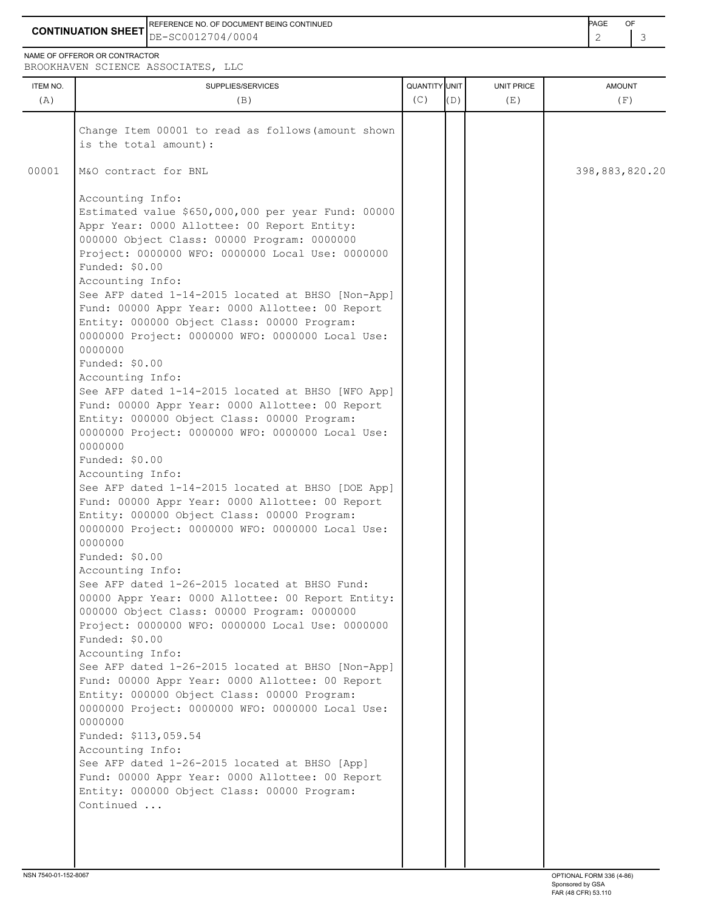**CONTINUATION SHEET**

REFERENCE NO. OF DOCUMENT BEING CONTINUED: DE-SC0012704/0004

NAME OF OFFEROR OR CONTRACTOR: BROOKHAVEN SCIENCE ASSOCIATES, LLC

| ITEM NO. (A) | SUPPLIES/SERVICES (B) | QUANTITY (C) | UNIT (D) | UNIT PRICE (E) | AMOUNT (F) |
|---|---|---|---|---|---|
| | Change Item 00001 to read as follows(amount shown is the total amount): | | | | |
| 00001 | M&O contract for BNL | | | | 398,883,820.20 |
| | Accounting Info:<br>Estimated value $650,000,000 per year Fund: 00000 Appr Year: 0000 Allottee: 00 Report Entity: 000000 Object Class: 00000 Program: 0000000 Project: 0000000 WFO: 0000000 Local Use: 0000000<br>Funded: $0.00<br>Accounting Info:<br>See AFP dated 1-14-2015 located at BHSO [Non-App] Fund: 00000 Appr Year: 0000 Allottee: 00 Report Entity: 000000 Object Class: 00000 Program: 0000000 Project: 0000000 WFO: 0000000 Local Use: 0000000<br>Funded: $0.00<br>Accounting Info:<br>See AFP dated 1-14-2015 located at BHSO [WFO App] Fund: 00000 Appr Year: 0000 Allottee: 00 Report Entity: 000000 Object Class: 00000 Program: 0000000 Project: 0000000 WFO: 0000000 Local Use: 0000000<br>Funded: $0.00<br>Accounting Info:<br>See AFP dated 1-14-2015 located at BHSO [DOE App] Fund: 00000 Appr Year: 0000 Allottee: 00 Report Entity: 000000 Object Class: 00000 Program: 0000000 Project: 0000000 WFO: 0000000 Local Use: 0000000<br>Funded: $0.00<br>Accounting Info:<br>See AFP dated 1-26-2015 located at BHSO Fund: 00000 Appr Year: 0000 Allottee: 00 Report Entity: 000000 Object Class: 00000 Program: 0000000 Project: 0000000 WFO: 0000000 Local Use: 0000000<br>Funded: $0.00<br>Accounting Info:<br>See AFP dated 1-26-2015 located at BHSO [Non-App] Fund: 00000 Appr Year: 0000 Allottee: 00 Report Entity: 000000 Object Class: 00000 Program: 0000000 Project: 0000000 WFO: 0000000 Local Use: 0000000<br>Funded: $113,059.54<br>Accounting Info:<br>See AFP dated 1-26-2015 located at BHSO [App] Fund: 00000 Appr Year: 0000 Allottee: 00 Report Entity: 000000 Object Class: 00000 Program:<br>Continued ... | | | | |

NSN 7540-01-152-8067

OPTIONAL FORM 336 (4-86)
Sponsored by GSA
FAR (48 CFR) 53.110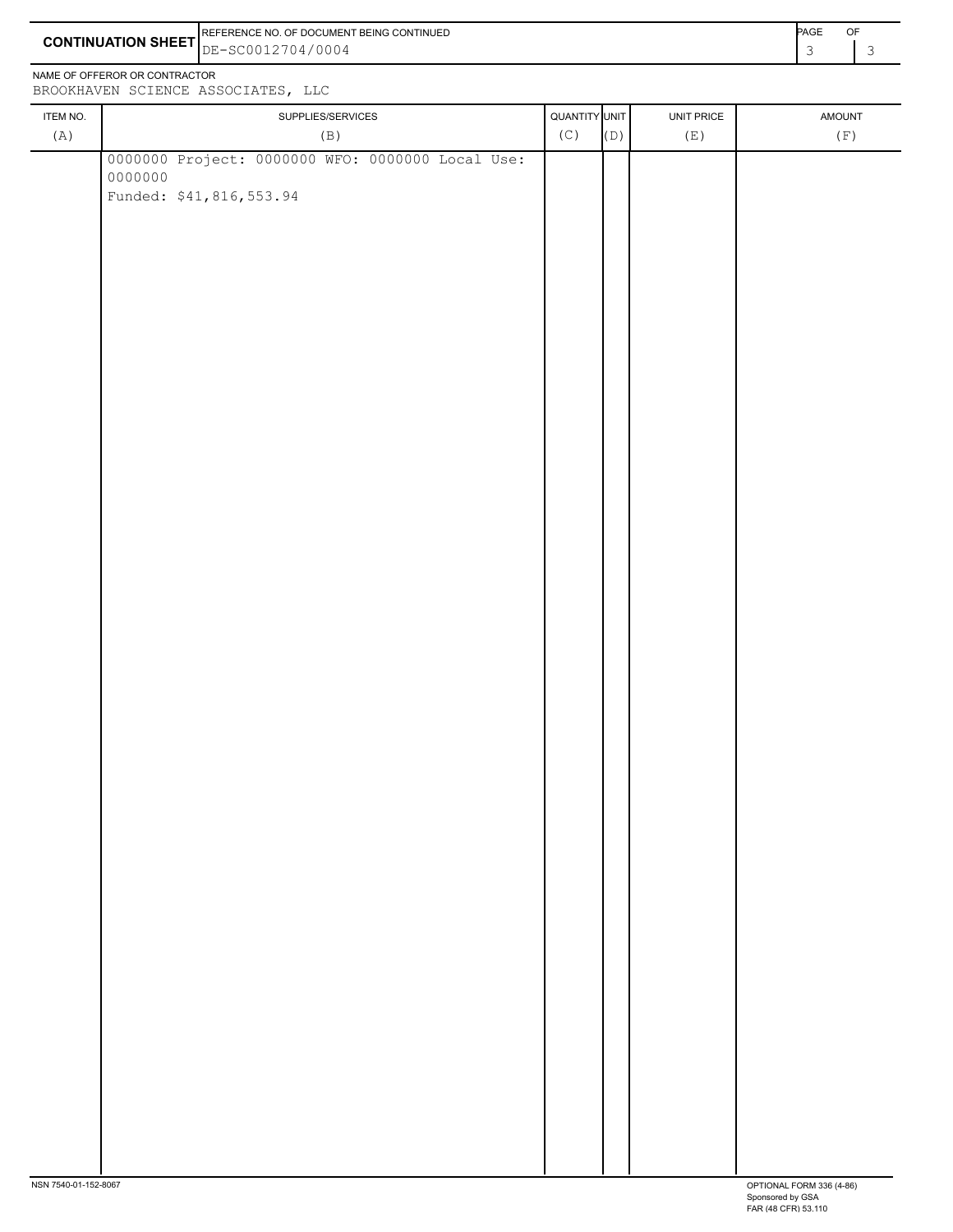**CONTINUATION SHEET**

REFERENCE NO. OF DOCUMENT BEING CONTINUED
DE-SC0012704/0004

NAME OF OFFEROR OR CONTRACTOR
BROOKHAVEN SCIENCE ASSOCIATES, LLC

| ITEM NO. (A) | SUPPLIES/SERVICES (B) | QUANTITY (C) | UNIT (D) | UNIT PRICE (E) | AMOUNT (F) |
|---|---|---|---|---|---|
| | 0000000 Project: 0000000 WFO: 0000000 Local Use: 0000000<br>Funded: $41,816,553.94 | | | | |

NSN 7540-01-152-8067

OPTIONAL FORM 336 (4-86)
Sponsored by GSA
FAR (48 CFR) 53.110